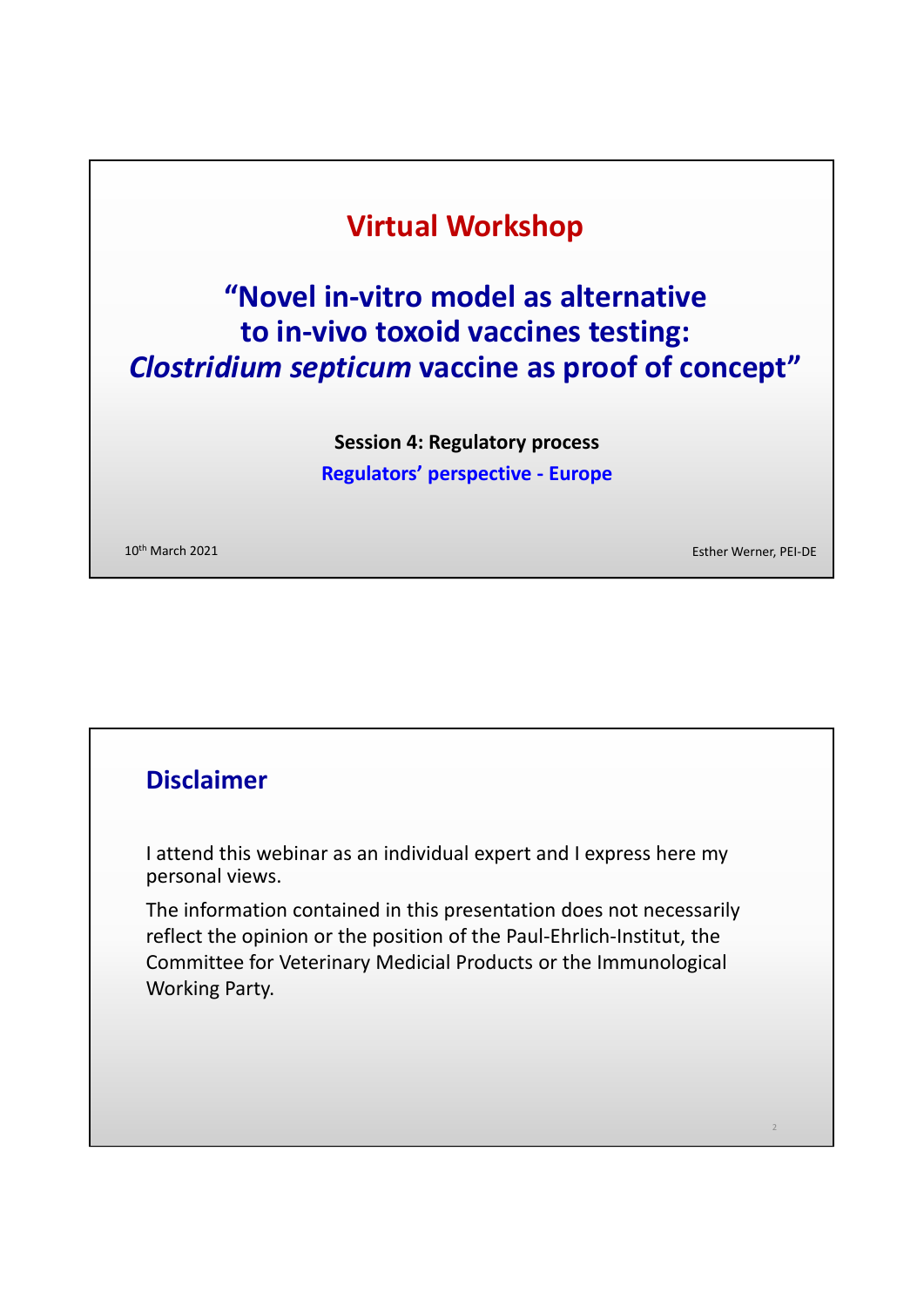# Virtual Workshop

## "Novel in-vitro model as alternative to in-vivo toxoid vaccines testing: *Clostridium septicum* vaccine as proof of concept"

**Session 4: Regulatory process**

**Regulators' perspective - Europe**

10th March 2021

Esther Werner, PEI-DE

## Disclaimer

I attend this webinar as an individual expert and I express here my personal views.

The information contained in this presentation does not necessarily reflect the opinion or the position of the Paul-Ehrlich-Institut, the Committee for Veterinary Medicial Products or the Immunological Working Party.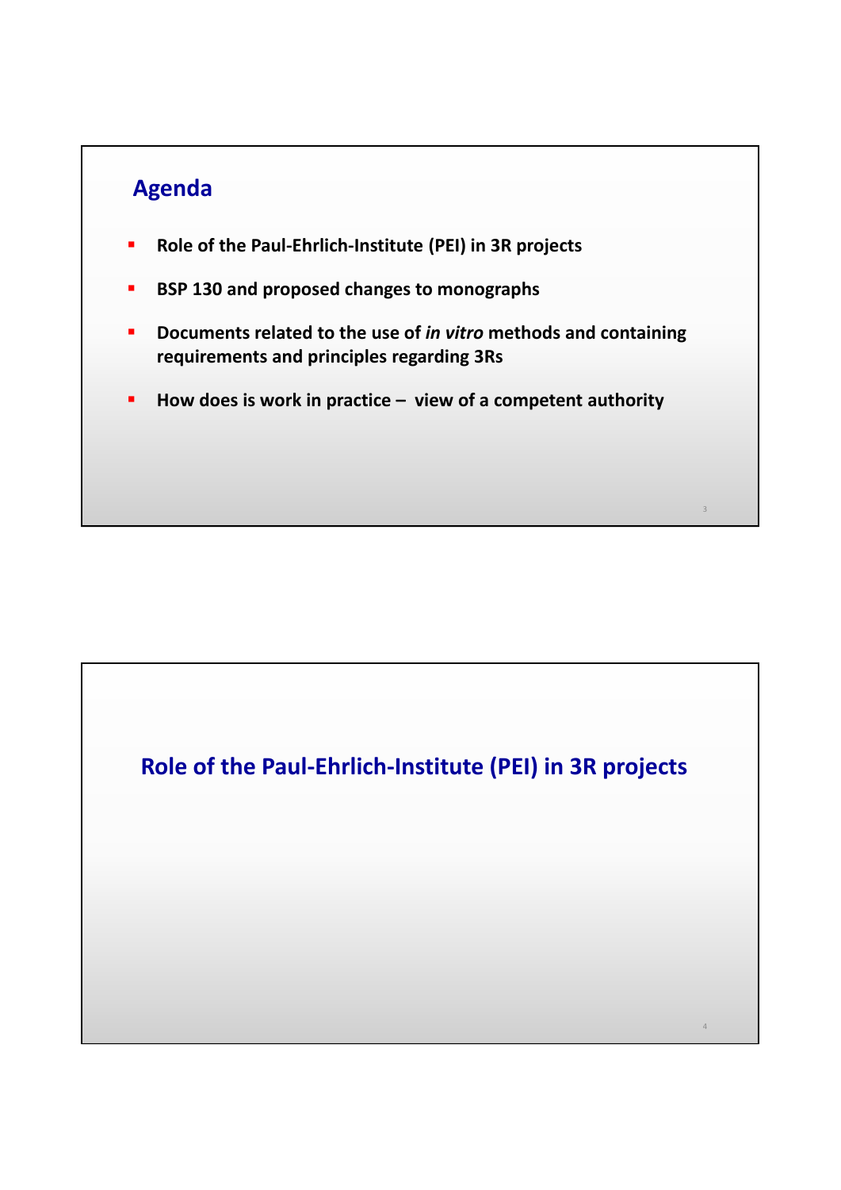## Agenda

- **Role of the Paul-Ehrlich-Institute (PEI) in 3R projects**
- **BSP 130 and proposed changes to monographs**
- **Documents related to the use of *in vitro* methods and containing requirements and principles regarding 3Rs**
- **How does is work in practice – view of a competent authority**

## Role of the Paul-Ehrlich-Institute (PEI) in 3R projects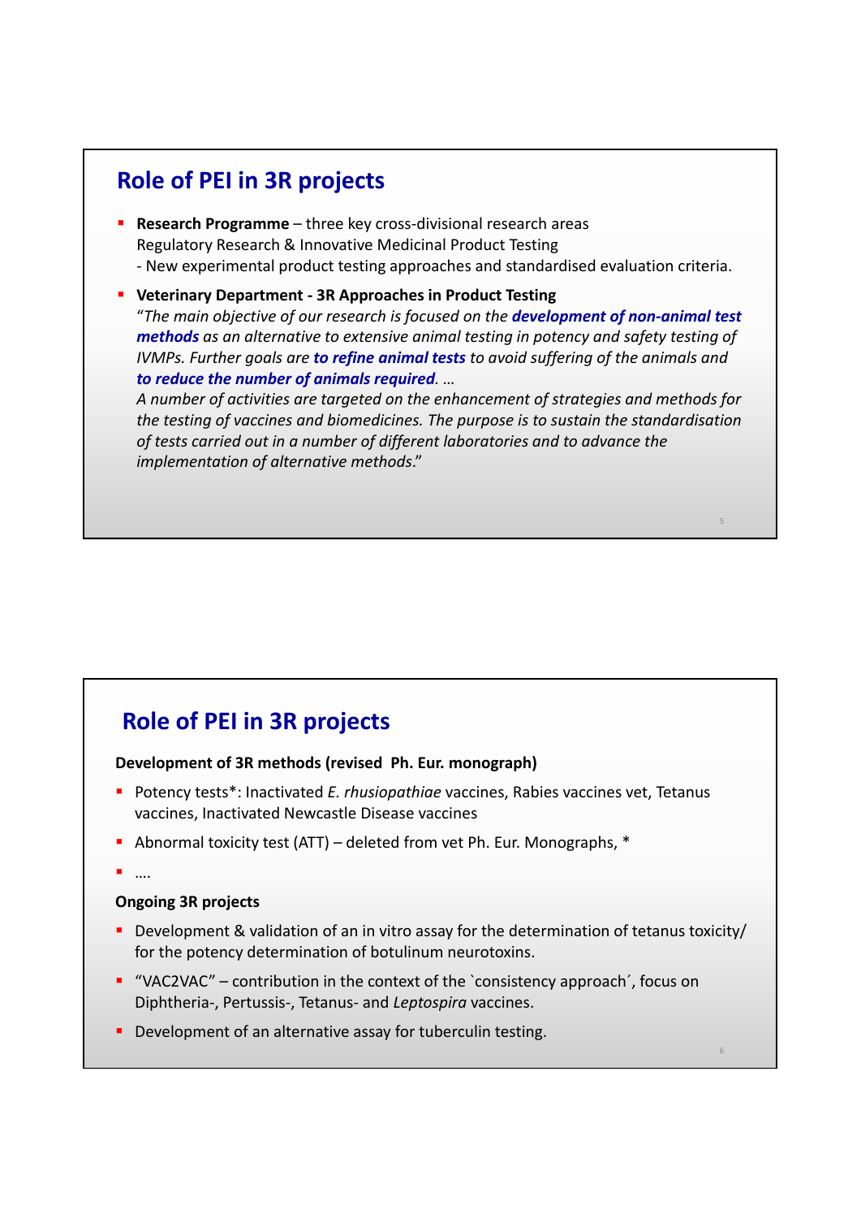## Role of PEI in 3R projects

- **Research Programme** – three key cross-divisional research areas
  Regulatory Research & Innovative Medicinal Product Testing
  - New experimental product testing approaches and standardised evaluation criteria.
- **Veterinary Department - 3R Approaches in Product Testing**
  "*The main objective of our research is focused on the* ***development of non-animal test methods*** *as an alternative to extensive animal testing in potency and safety testing of IVMPs. Further goals are* ***to refine animal tests*** *to avoid suffering of the animals and* ***to reduce the number of animals required****. …*
  *A number of activities are targeted on the enhancement of strategies and methods for the testing of vaccines and biomedicines. The purpose is to sustain the standardisation of tests carried out in a number of different laboratories and to advance the implementation of alternative methods.*"

## Role of PEI in 3R projects

**Development of 3R methods (revised Ph. Eur. monograph)**

- Potency tests*: Inactivated *E. rhusiopathiae* vaccines, Rabies vaccines vet, Tetanus vaccines, Inactivated Newcastle Disease vaccines
- Abnormal toxicity test (ATT) – deleted from vet Ph. Eur. Monographs, *
- ….

**Ongoing 3R projects**

- Development & validation of an in vitro assay for the determination of tetanus toxicity/ for the potency determination of botulinum neurotoxins.
- "VAC2VAC" – contribution in the context of the `consistency approach´, focus on Diphtheria-, Pertussis-, Tetanus- and *Leptospira* vaccines.
- Development of an alternative assay for tuberculin testing.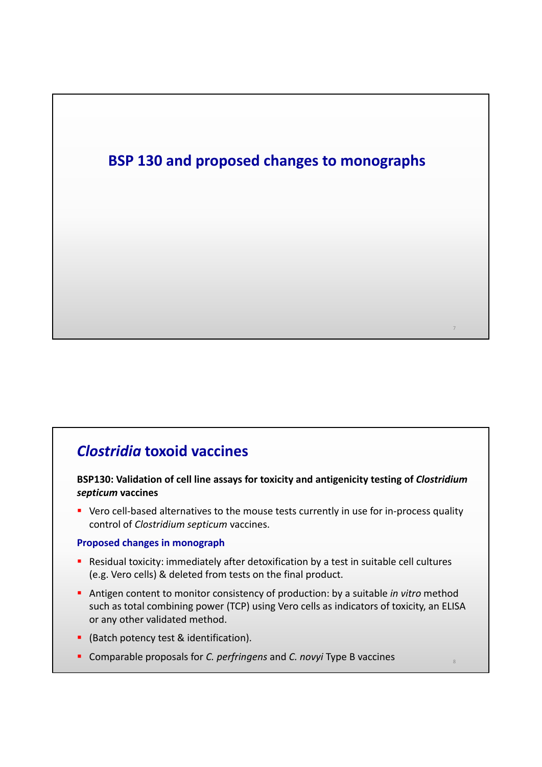# BSP 130 and proposed changes to monographs

## *Clostridia* toxoid vaccines

**BSP130: Validation of cell line assays for toxicity and antigenicity testing of *Clostridium septicum* vaccines**

- Vero cell-based alternatives to the mouse tests currently in use for in-process quality control of *Clostridium septicum* vaccines.

### Proposed changes in monograph

- Residual toxicity: immediately after detoxification by a test in suitable cell cultures (e.g. Vero cells) & deleted from tests on the final product.
- Antigen content to monitor consistency of production: by a suitable *in vitro* method such as total combining power (TCP) using Vero cells as indicators of toxicity, an ELISA or any other validated method.
- (Batch potency test & identification).
- Comparable proposals for *C. perfringens* and *C. novyi* Type B vaccines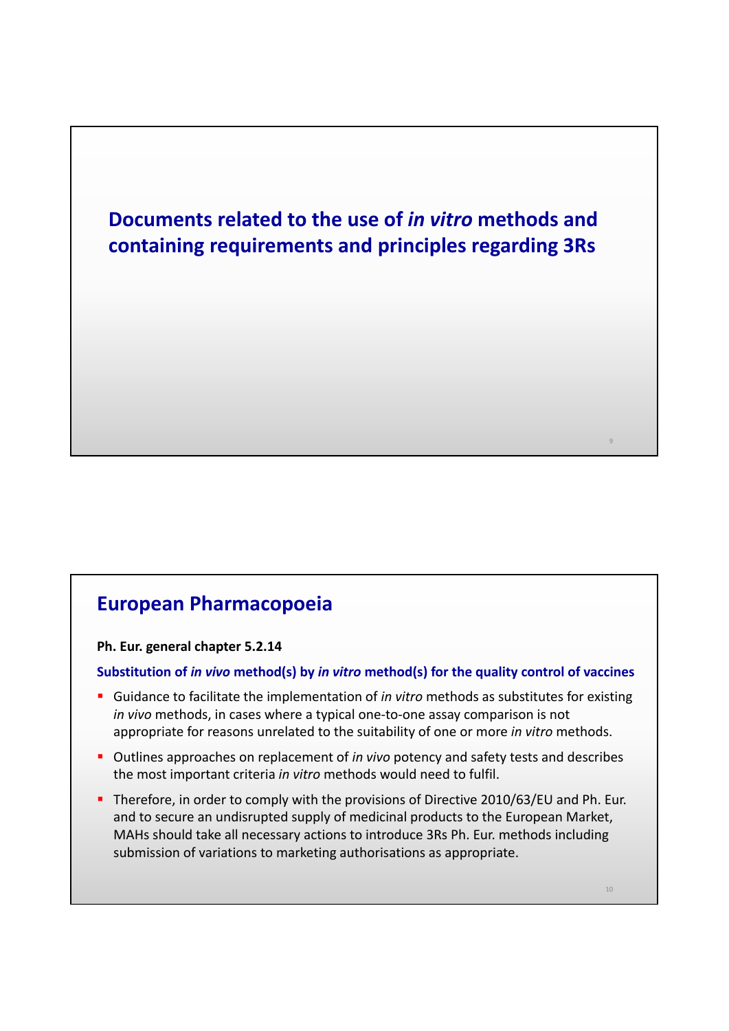# Documents related to the use of *in vitro* methods and containing requirements and principles regarding 3Rs

## European Pharmacopoeia

**Ph. Eur. general chapter 5.2.14**

**Substitution of *in vivo* method(s) by *in vitro* method(s) for the quality control of vaccines**

- Guidance to facilitate the implementation of *in vitro* methods as substitutes for existing *in vivo* methods, in cases where a typical one-to-one assay comparison is not appropriate for reasons unrelated to the suitability of one or more *in vitro* methods.
- Outlines approaches on replacement of *in vivo* potency and safety tests and describes the most important criteria *in vitro* methods would need to fulfil.
- Therefore, in order to comply with the provisions of Directive 2010/63/EU and Ph. Eur. and to secure an undisrupted supply of medicinal products to the European Market, MAHs should take all necessary actions to introduce 3Rs Ph. Eur. methods including submission of variations to marketing authorisations as appropriate.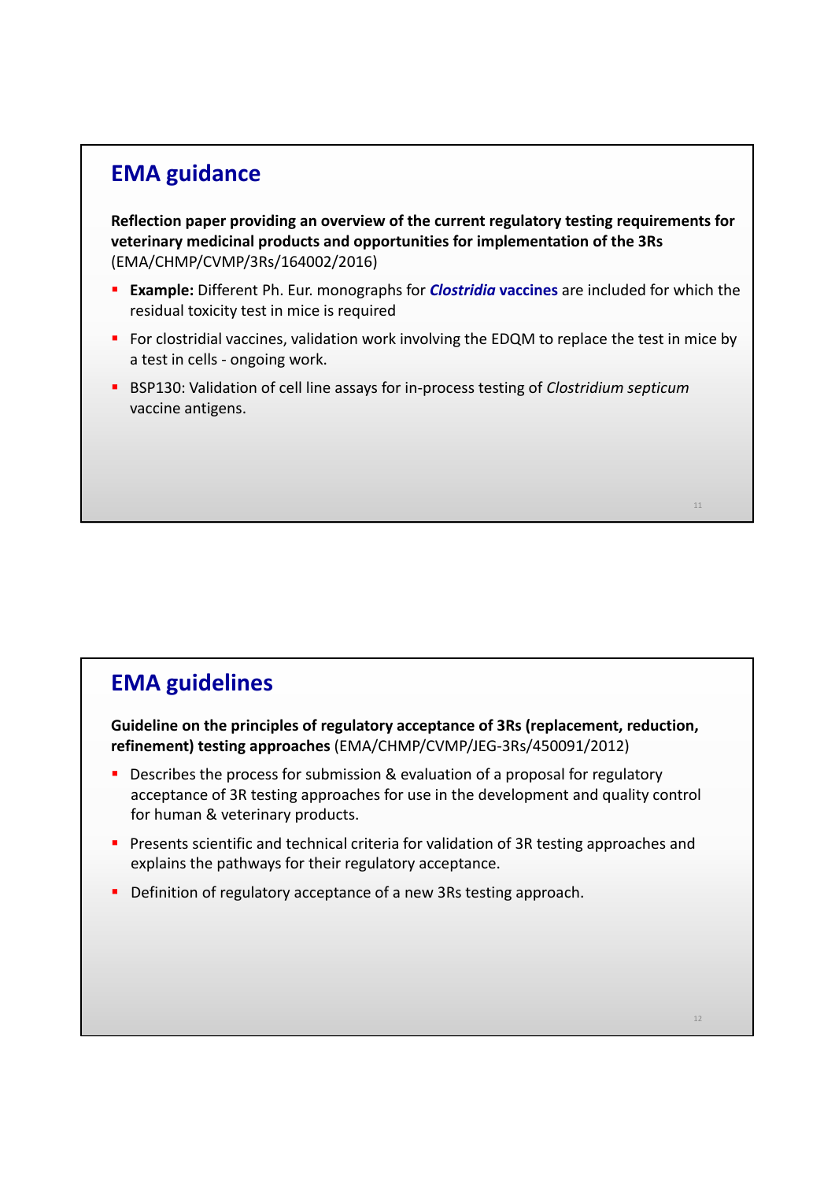## EMA guidance

**Reflection paper providing an overview of the current regulatory testing requirements for veterinary medicinal products and opportunities for implementation of the 3Rs** (EMA/CHMP/CVMP/3Rs/164002/2016)

- **Example:** Different Ph. Eur. monographs for ***Clostridia* vaccines** are included for which the residual toxicity test in mice is required
- For clostridial vaccines, validation work involving the EDQM to replace the test in mice by a test in cells - ongoing work.
- BSP130: Validation of cell line assays for in-process testing of *Clostridium septicum* vaccine antigens.

## EMA guidelines

**Guideline on the principles of regulatory acceptance of 3Rs (replacement, reduction, refinement) testing approaches** (EMA/CHMP/CVMP/JEG-3Rs/450091/2012)

- Describes the process for submission & evaluation of a proposal for regulatory acceptance of 3R testing approaches for use in the development and quality control for human & veterinary products.
- Presents scientific and technical criteria for validation of 3R testing approaches and explains the pathways for their regulatory acceptance.
- Definition of regulatory acceptance of a new 3Rs testing approach.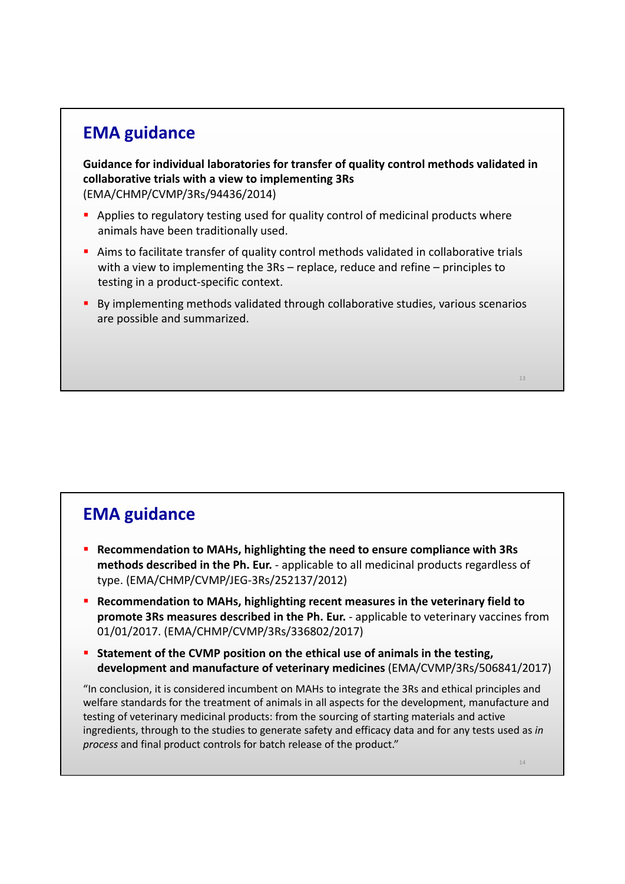## EMA guidance

**Guidance for individual laboratories for transfer of quality control methods validated in collaborative trials with a view to implementing 3Rs**
(EMA/CHMP/CVMP/3Rs/94436/2014)

- Applies to regulatory testing used for quality control of medicinal products where animals have been traditionally used.
- Aims to facilitate transfer of quality control methods validated in collaborative trials with a view to implementing the 3Rs – replace, reduce and refine – principles to testing in a product-specific context.
- By implementing methods validated through collaborative studies, various scenarios are possible and summarized.

## EMA guidance

- **Recommendation to MAHs, highlighting the need to ensure compliance with 3Rs methods described in the Ph. Eur.** - applicable to all medicinal products regardless of type. (EMA/CHMP/CVMP/JEG-3Rs/252137/2012)
- **Recommendation to MAHs, highlighting recent measures in the veterinary field to promote 3Rs measures described in the Ph. Eur.** - applicable to veterinary vaccines from 01/01/2017. (EMA/CHMP/CVMP/3Rs/336802/2017)
- **Statement of the CVMP position on the ethical use of animals in the testing, development and manufacture of veterinary medicines** (EMA/CVMP/3Rs/506841/2017)

"In conclusion, it is considered incumbent on MAHs to integrate the 3Rs and ethical principles and welfare standards for the treatment of animals in all aspects for the development, manufacture and testing of veterinary medicinal products: from the sourcing of starting materials and active ingredients, through to the studies to generate safety and efficacy data and for any tests used as *in process* and final product controls for batch release of the product."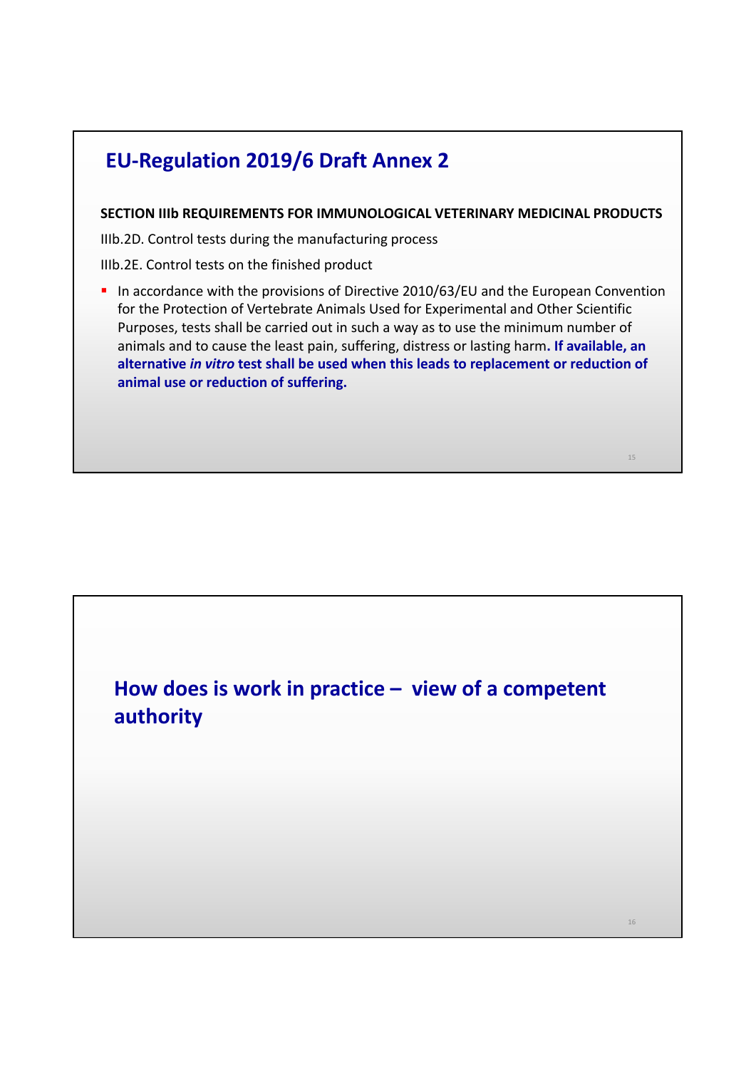## EU-Regulation 2019/6 Draft Annex 2

**SECTION IIIb REQUIREMENTS FOR IMMUNOLOGICAL VETERINARY MEDICINAL PRODUCTS**

IIIb.2D. Control tests during the manufacturing process

IIIb.2E. Control tests on the finished product

- In accordance with the provisions of Directive 2010/63/EU and the European Convention for the Protection of Vertebrate Animals Used for Experimental and Other Scientific Purposes, tests shall be carried out in such a way as to use the minimum number of animals and to cause the least pain, suffering, distress or lasting harm. **If available, an alternative *in vitro* test shall be used when this leads to replacement or reduction of animal use or reduction of suffering.**

## How does is work in practice – view of a competent authority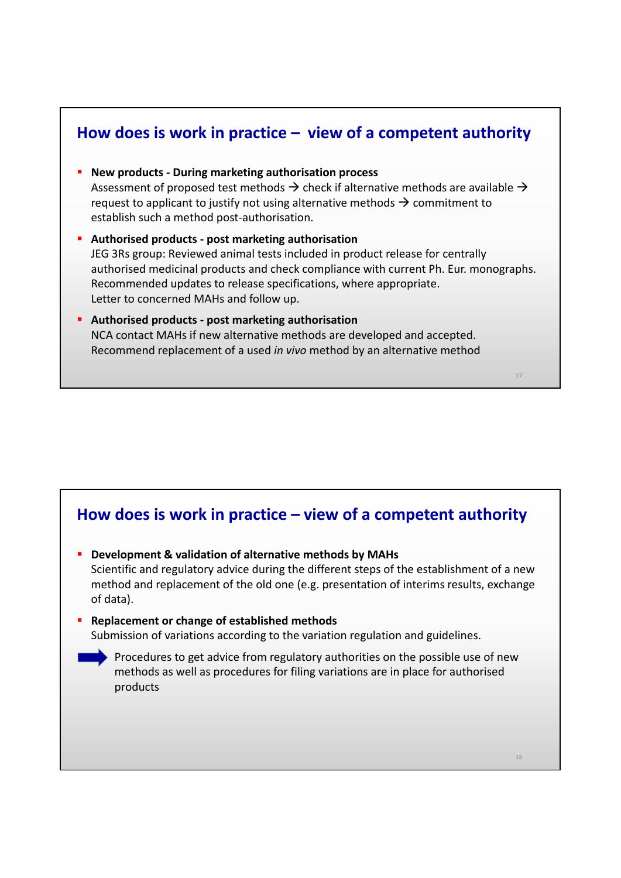## How does is work in practice – view of a competent authority

- **New products - During marketing authorisation process**
  Assessment of proposed test methods → check if alternative methods are available → request to applicant to justify not using alternative methods → commitment to establish such a method post-authorisation.
- **Authorised products - post marketing authorisation**
  JEG 3Rs group: Reviewed animal tests included in product release for centrally authorised medicinal products and check compliance with current Ph. Eur. monographs. Recommended updates to release specifications, where appropriate.
  Letter to concerned MAHs and follow up.
- **Authorised products - post marketing authorisation**
  NCA contact MAHs if new alternative methods are developed and accepted. Recommend replacement of a used *in vivo* method by an alternative method

## How does is work in practice – view of a competent authority

- **Development & validation of alternative methods by MAHs**
  Scientific and regulatory advice during the different steps of the establishment of a new method and replacement of the old one (e.g. presentation of interims results, exchange of data).
- **Replacement or change of established methods**
  Submission of variations according to the variation regulation and guidelines.

➡ Procedures to get advice from regulatory authorities on the possible use of new methods as well as procedures for filing variations are in place for authorised products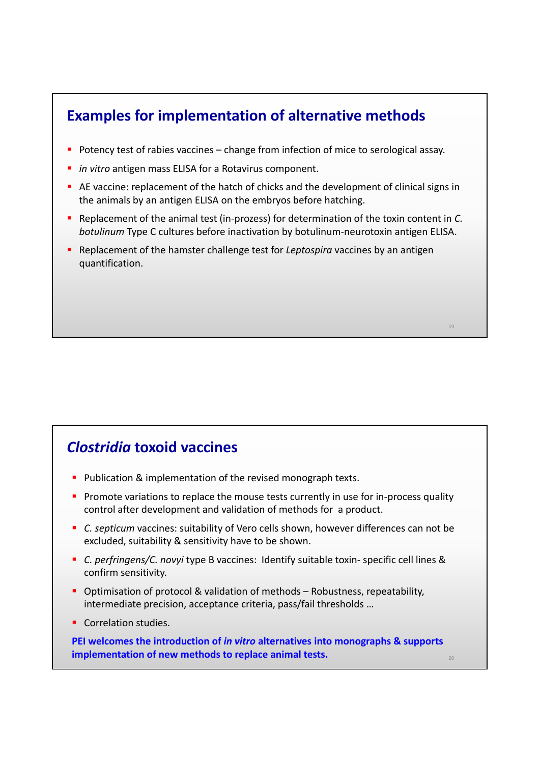## Examples for implementation of alternative methods

- Potency test of rabies vaccines – change from infection of mice to serological assay.
- *in vitro* antigen mass ELISA for a Rotavirus component.
- AE vaccine: replacement of the hatch of chicks and the development of clinical signs in the animals by an antigen ELISA on the embryos before hatching.
- Replacement of the animal test (in-prozess) for determination of the toxin content in *C. botulinum* Type C cultures before inactivation by botulinum-neurotoxin antigen ELISA.
- Replacement of the hamster challenge test for *Leptospira* vaccines by an antigen quantification.

## *Clostridia* toxoid vaccines

- Publication & implementation of the revised monograph texts.
- Promote variations to replace the mouse tests currently in use for in-process quality control after development and validation of methods for a product.
- *C. septicum* vaccines: suitability of Vero cells shown, however differences can not be excluded, suitability & sensitivity have to be shown.
- *C. perfringens/C. novyi* type B vaccines: Identify suitable toxin- specific cell lines & confirm sensitivity.
- Optimisation of protocol & validation of methods – Robustness, repeatability, intermediate precision, acceptance criteria, pass/fail thresholds …
- Correlation studies.

**PEI welcomes the introduction of *in vitro* alternatives into monographs & supports implementation of new methods to replace animal tests.**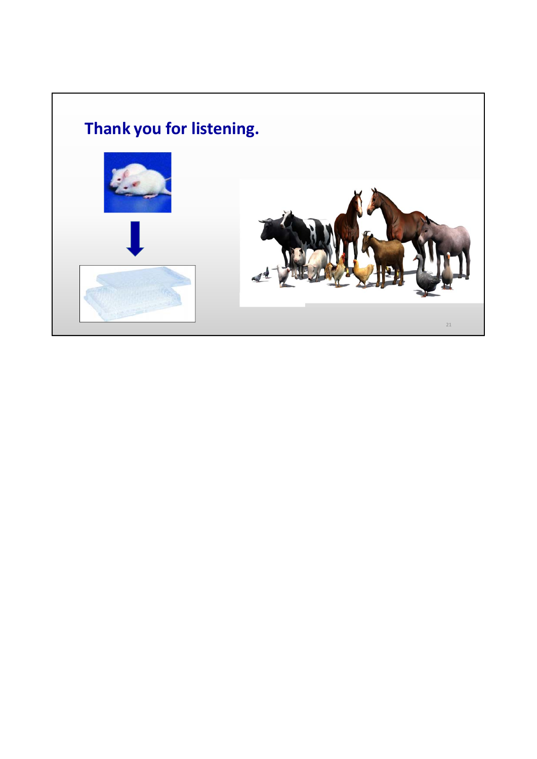# Thank you for listening.